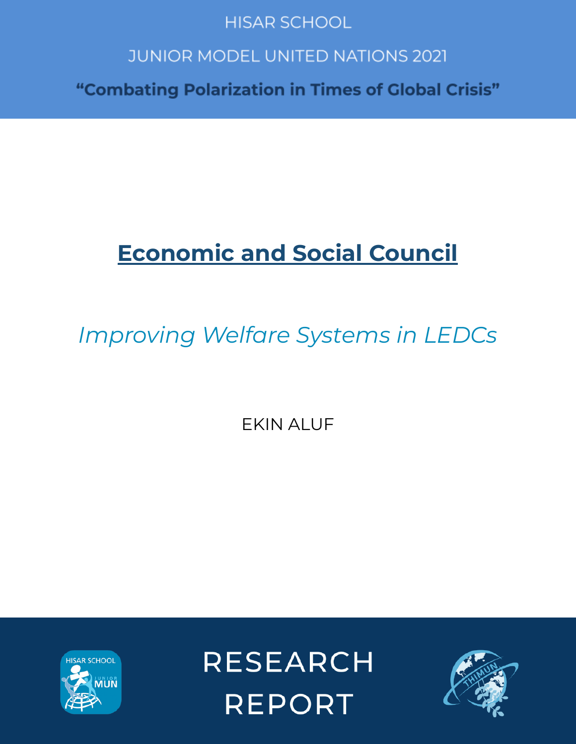HISAR SCHOOL

JUNIOR MODEL UNITED NATIONS 2021

**"Combating Polarization in Times of Global Crisis"**

# Economic and Social Council

## *Improving Welfare Systems in LEDCs*

EKIN ALUF

RESEARCH REPORT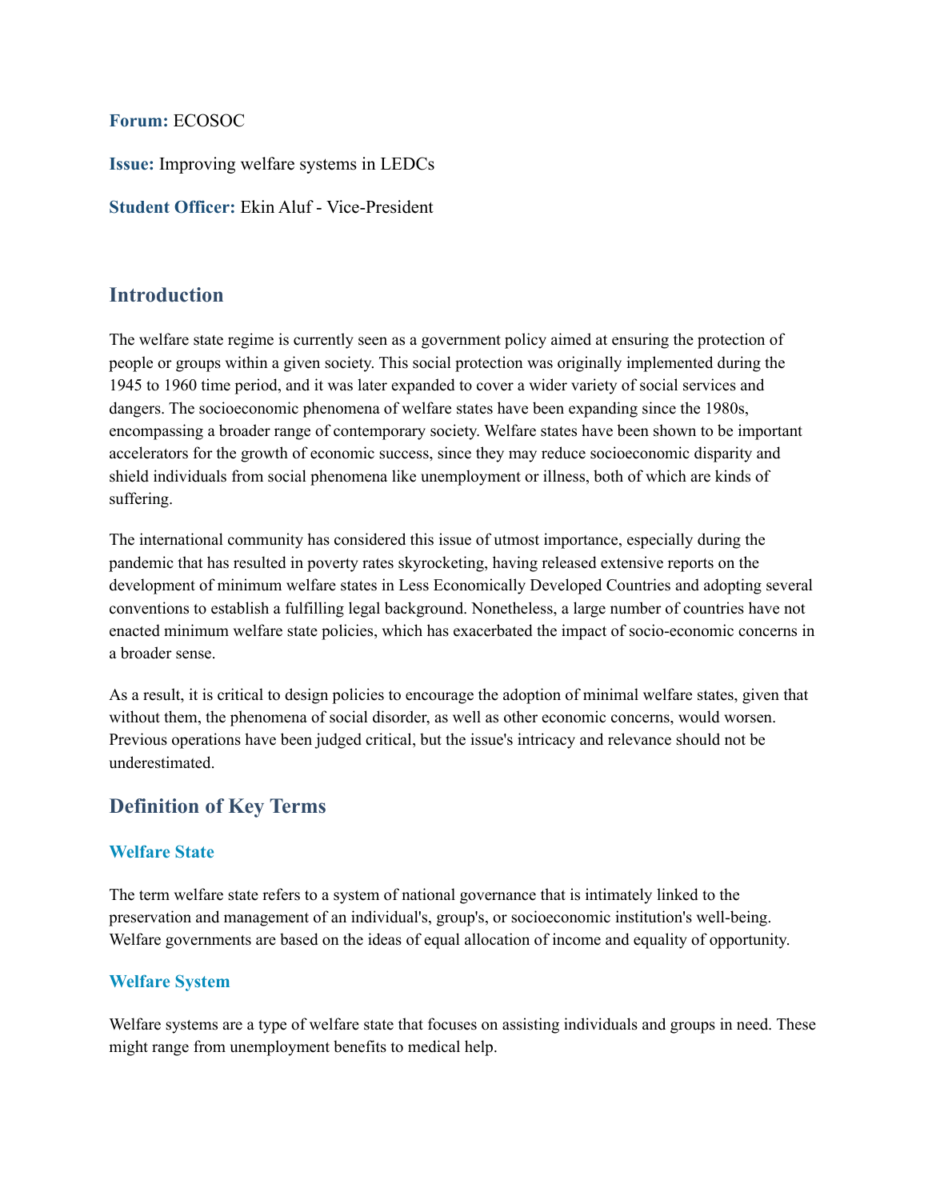**Forum:** ECOSOC

**Issue:** Improving welfare systems in LEDCs

**Student Officer:** Ekin Aluf - Vice-President

## Introduction

The welfare state regime is currently seen as a government policy aimed at ensuring the protection of people or groups within a given society. This social protection was originally implemented during the 1945 to 1960 time period, and it was later expanded to cover a wider variety of social services and dangers. The socioeconomic phenomena of welfare states have been expanding since the 1980s, encompassing a broader range of contemporary society. Welfare states have been shown to be important accelerators for the growth of economic success, since they may reduce socioeconomic disparity and shield individuals from social phenomena like unemployment or illness, both of which are kinds of suffering.

The international community has considered this issue of utmost importance, especially during the pandemic that has resulted in poverty rates skyrocketing, having released extensive reports on the development of minimum welfare states in Less Economically Developed Countries and adopting several conventions to establish a fulfilling legal background. Nonetheless, a large number of countries have not enacted minimum welfare state policies, which has exacerbated the impact of socio-economic concerns in a broader sense.

As a result, it is critical to design policies to encourage the adoption of minimal welfare states, given that without them, the phenomena of social disorder, as well as other economic concerns, would worsen. Previous operations have been judged critical, but the issue's intricacy and relevance should not be underestimated.

## Definition of Key Terms

### Welfare State

The term welfare state refers to a system of national governance that is intimately linked to the preservation and management of an individual's, group's, or socioeconomic institution's well-being. Welfare governments are based on the ideas of equal allocation of income and equality of opportunity.

### Welfare System

Welfare systems are a type of welfare state that focuses on assisting individuals and groups in need. These might range from unemployment benefits to medical help.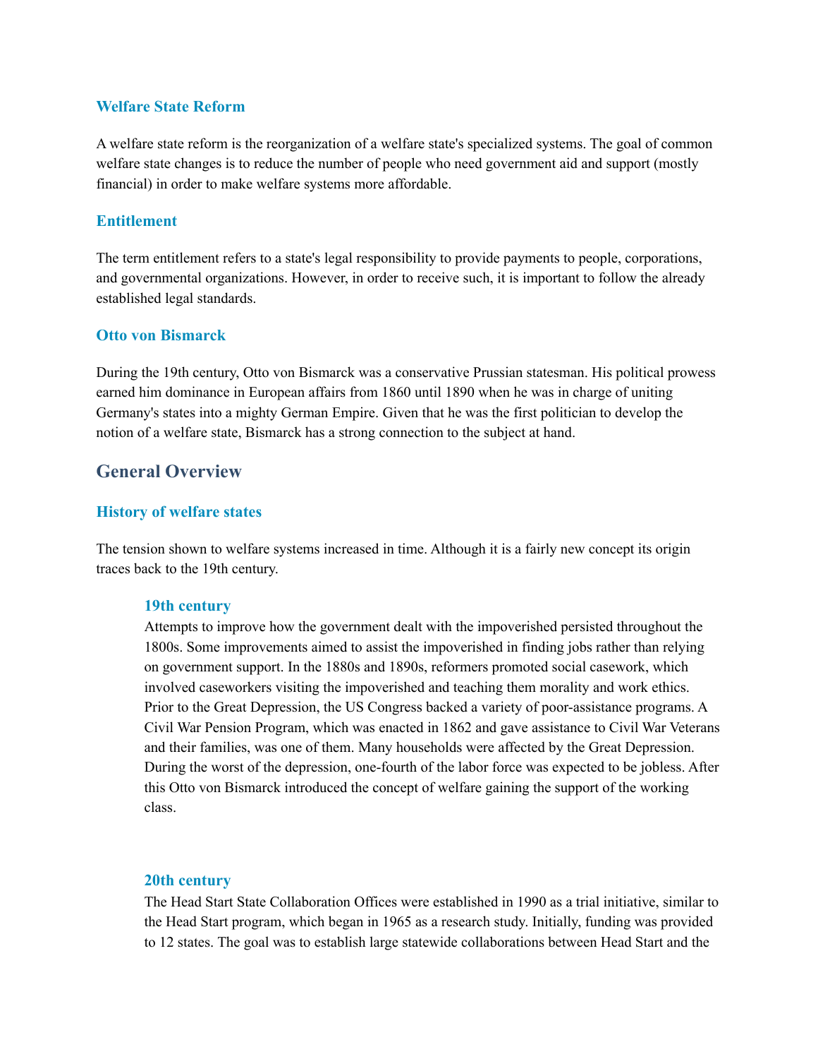### Welfare State Reform

A welfare state reform is the reorganization of a welfare state's specialized systems. The goal of common welfare state changes is to reduce the number of people who need government aid and support (mostly financial) in order to make welfare systems more affordable.

### Entitlement

The term entitlement refers to a state's legal responsibility to provide payments to people, corporations, and governmental organizations. However, in order to receive such, it is important to follow the already established legal standards.

### Otto von Bismarck

During the 19th century, Otto von Bismarck was a conservative Prussian statesman. His political prowess earned him dominance in European affairs from 1860 until 1890 when he was in charge of uniting Germany's states into a mighty German Empire. Given that he was the first politician to develop the notion of a welfare state, Bismarck has a strong connection to the subject at hand.

## General Overview

### History of welfare states

The tension shown to welfare systems increased in time. Although it is a fairly new concept its origin traces back to the 19th century.

#### 19th century

Attempts to improve how the government dealt with the impoverished persisted throughout the 1800s. Some improvements aimed to assist the impoverished in finding jobs rather than relying on government support. In the 1880s and 1890s, reformers promoted social casework, which involved caseworkers visiting the impoverished and teaching them morality and work ethics. Prior to the Great Depression, the US Congress backed a variety of poor-assistance programs. A Civil War Pension Program, which was enacted in 1862 and gave assistance to Civil War Veterans and their families, was one of them. Many households were affected by the Great Depression. During the worst of the depression, one-fourth of the labor force was expected to be jobless. After this Otto von Bismarck introduced the concept of welfare gaining the support of the working class.

#### 20th century

The Head Start State Collaboration Offices were established in 1990 as a trial initiative, similar to the Head Start program, which began in 1965 as a research study. Initially, funding was provided to 12 states. The goal was to establish large statewide collaborations between Head Start and the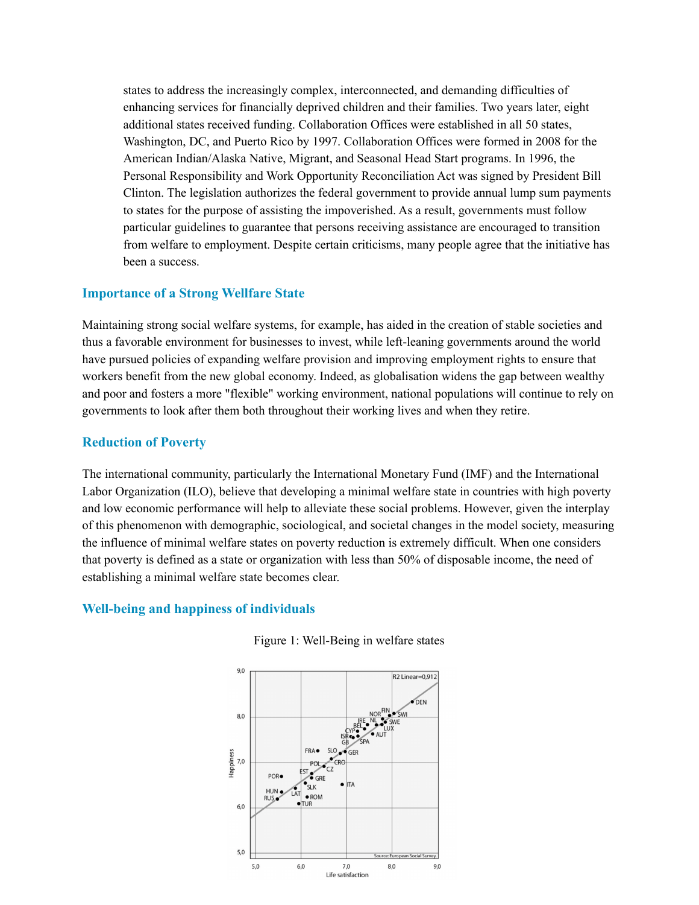states to address the increasingly complex, interconnected, and demanding difficulties of enhancing services for financially deprived children and their families. Two years later, eight additional states received funding. Collaboration Offices were established in all 50 states, Washington, DC, and Puerto Rico by 1997. Collaboration Offices were formed in 2008 for the American Indian/Alaska Native, Migrant, and Seasonal Head Start programs. In 1996, the Personal Responsibility and Work Opportunity Reconciliation Act was signed by President Bill Clinton. The legislation authorizes the federal government to provide annual lump sum payments to states for the purpose of assisting the impoverished. As a result, governments must follow particular guidelines to guarantee that persons receiving assistance are encouraged to transition from welfare to employment. Despite certain criticisms, many people agree that the initiative has been a success.

## Importance of a Strong Wellfare State

Maintaining strong social welfare systems, for example, has aided in the creation of stable societies and thus a favorable environment for businesses to invest, while left-leaning governments around the world have pursued policies of expanding welfare provision and improving employment rights to ensure that workers benefit from the new global economy. Indeed, as globalisation widens the gap between wealthy and poor and fosters a more "flexible" working environment, national populations will continue to rely on governments to look after them both throughout their working lives and when they retire.

## Reduction of Poverty

The international community, particularly the International Monetary Fund (IMF) and the International Labor Organization (ILO), believe that developing a minimal welfare state in countries with high poverty and low economic performance will help to alleviate these social problems. However, given the interplay of this phenomenon with demographic, sociological, and societal changes in the model society, measuring the influence of minimal welfare states on poverty reduction is extremely difficult. When one considers that poverty is defined as a state or organization with less than 50% of disposable income, the need of establishing a minimal welfare state becomes clear.

## Well-being and happiness of individuals

Figure 1: Well-Being in welfare states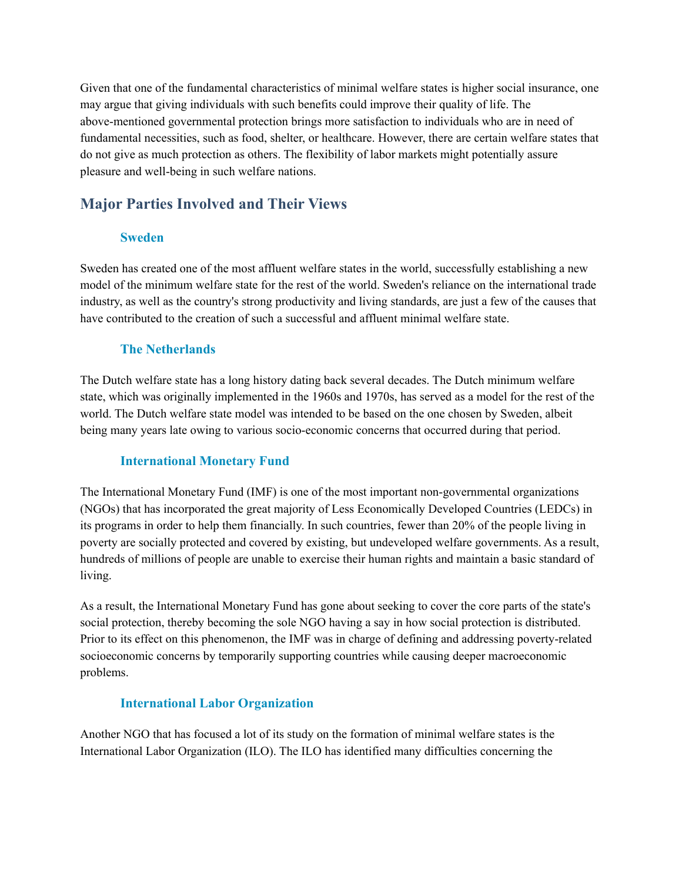Given that one of the fundamental characteristics of minimal welfare states is higher social insurance, one may argue that giving individuals with such benefits could improve their quality of life. The above-mentioned governmental protection brings more satisfaction to individuals who are in need of fundamental necessities, such as food, shelter, or healthcare. However, there are certain welfare states that do not give as much protection as others. The flexibility of labor markets might potentially assure pleasure and well-being in such welfare nations.

## Major Parties Involved and Their Views

### Sweden

Sweden has created one of the most affluent welfare states in the world, successfully establishing a new model of the minimum welfare state for the rest of the world. Sweden's reliance on the international trade industry, as well as the country's strong productivity and living standards, are just a few of the causes that have contributed to the creation of such a successful and affluent minimal welfare state.

### The Netherlands

The Dutch welfare state has a long history dating back several decades. The Dutch minimum welfare state, which was originally implemented in the 1960s and 1970s, has served as a model for the rest of the world. The Dutch welfare state model was intended to be based on the one chosen by Sweden, albeit being many years late owing to various socio-economic concerns that occurred during that period.

### International Monetary Fund

The International Monetary Fund (IMF) is one of the most important non-governmental organizations (NGOs) that has incorporated the great majority of Less Economically Developed Countries (LEDCs) in its programs in order to help them financially. In such countries, fewer than 20% of the people living in poverty are socially protected and covered by existing, but undeveloped welfare governments. As a result, hundreds of millions of people are unable to exercise their human rights and maintain a basic standard of living.

As a result, the International Monetary Fund has gone about seeking to cover the core parts of the state's social protection, thereby becoming the sole NGO having a say in how social protection is distributed. Prior to its effect on this phenomenon, the IMF was in charge of defining and addressing poverty-related socioeconomic concerns by temporarily supporting countries while causing deeper macroeconomic problems.

### International Labor Organization

Another NGO that has focused a lot of its study on the formation of minimal welfare states is the International Labor Organization (ILO). The ILO has identified many difficulties concerning the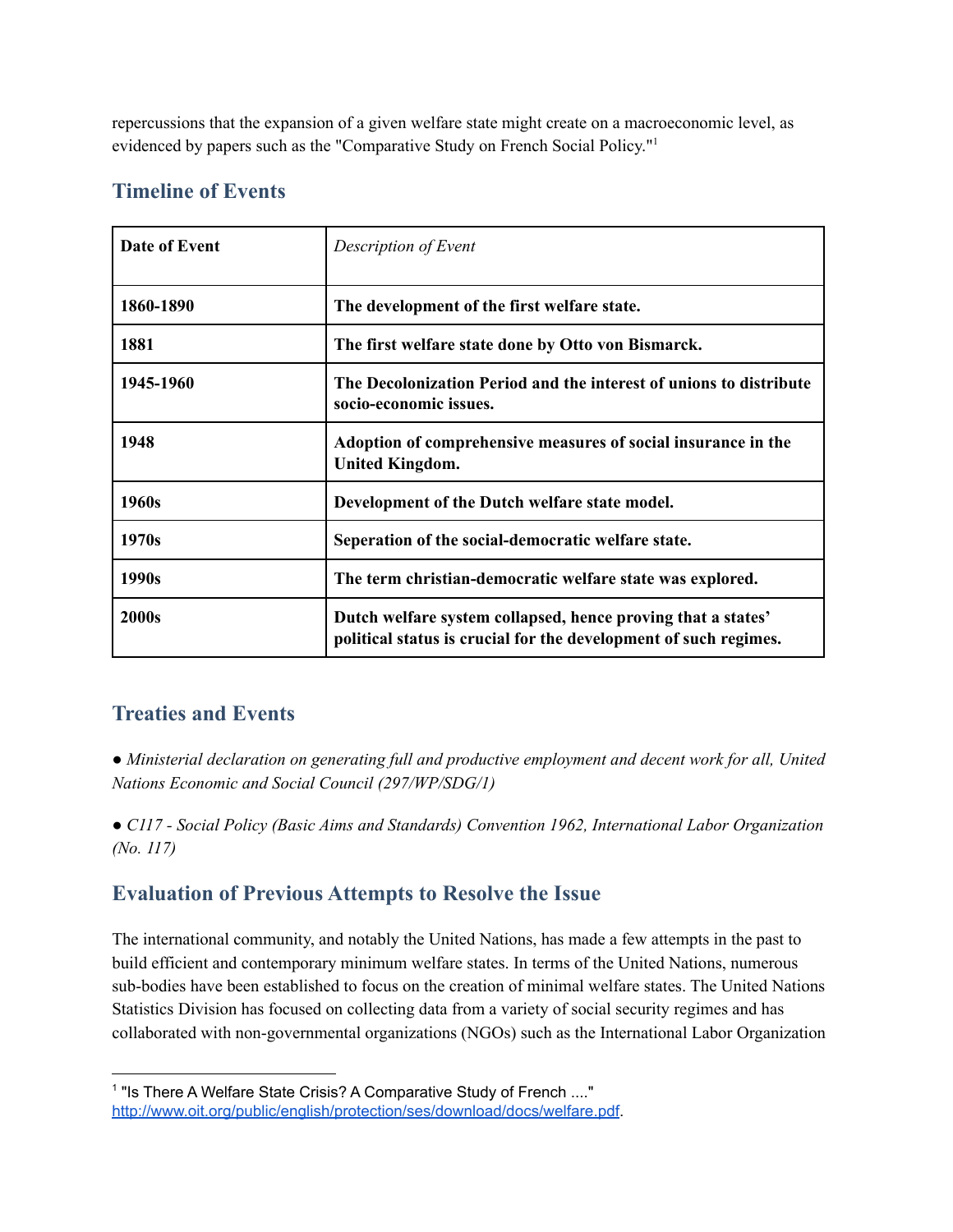repercussions that the expansion of a given welfare state might create on a macroeconomic level, as evidenced by papers such as the "Comparative Study on French Social Policy."[1]

## Timeline of Events

| **Date of Event** | *Description of Event* |
|---|---|
| **1860-1890** | **The development of the first welfare state.** |
| **1881** | **The first welfare state done by Otto von Bismarck.** |
| **1945-1960** | **The Decolonization Period and the interest of unions to distribute socio-economic issues.** |
| **1948** | **Adoption of comprehensive measures of social insurance in the United Kingdom.** |
| **1960s** | **Development of the Dutch welfare state model.** |
| **1970s** | **Seperation of the social-democratic welfare state.** |
| **1990s** | **The term christian-democratic welfare state was explored.** |
| **2000s** | **Dutch welfare system collapsed, hence proving that a states' political status is crucial for the development of such regimes.** |

## Treaties and Events

● *Ministerial declaration on generating full and productive employment and decent work for all, United Nations Economic and Social Council (297/WP/SDG/1)*

● *C117 - Social Policy (Basic Aims and Standards) Convention 1962, International Labor Organization (No. 117)*

## Evaluation of Previous Attempts to Resolve the Issue

The international community, and notably the United Nations, has made a few attempts in the past to build efficient and contemporary minimum welfare states. In terms of the United Nations, numerous sub-bodies have been established to focus on the creation of minimal welfare states. The United Nations Statistics Division has focused on collecting data from a variety of social security regimes and has collaborated with non-governmental organizations (NGOs) such as the International Labor Organization

---

[1] "Is There A Welfare State Crisis? A Comparative Study of French ...." http://www.oit.org/public/english/protection/ses/download/docs/welfare.pdf.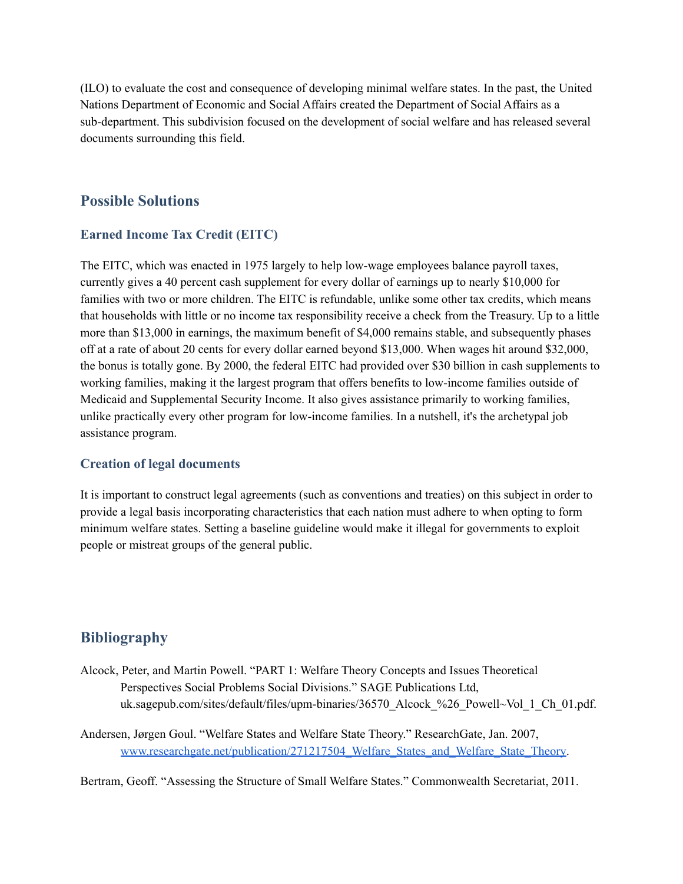(ILO) to evaluate the cost and consequence of developing minimal welfare states. In the past, the United Nations Department of Economic and Social Affairs created the Department of Social Affairs as a sub-department. This subdivision focused on the development of social welfare and has released several documents surrounding this field.

## Possible Solutions

### Earned Income Tax Credit (EITC)

The EITC, which was enacted in 1975 largely to help low-wage employees balance payroll taxes, currently gives a 40 percent cash supplement for every dollar of earnings up to nearly $10,000 for families with two or more children. The EITC is refundable, unlike some other tax credits, which means that households with little or no income tax responsibility receive a check from the Treasury. Up to a little more than $13,000 in earnings, the maximum benefit of $4,000 remains stable, and subsequently phases off at a rate of about 20 cents for every dollar earned beyond $13,000. When wages hit around $32,000, the bonus is totally gone. By 2000, the federal EITC had provided over $30 billion in cash supplements to working families, making it the largest program that offers benefits to low-income families outside of Medicaid and Supplemental Security Income. It also gives assistance primarily to working families, unlike practically every other program for low-income families. In a nutshell, it's the archetypal job assistance program.

### Creation of legal documents

It is important to construct legal agreements (such as conventions and treaties) on this subject in order to provide a legal basis incorporating characteristics that each nation must adhere to when opting to form minimum welfare states. Setting a baseline guideline would make it illegal for governments to exploit people or mistreat groups of the general public.

## Bibliography

Alcock, Peter, and Martin Powell. "PART 1: Welfare Theory Concepts and Issues Theoretical Perspectives Social Problems Social Divisions." SAGE Publications Ltd, uk.sagepub.com/sites/default/files/upm-binaries/36570_Alcock_%26_Powell~Vol_1_Ch_01.pdf.

Andersen, Jørgen Goul. "Welfare States and Welfare State Theory." ResearchGate, Jan. 2007, [www.researchgate.net/publication/271217504_Welfare_States_and_Welfare_State_Theory](www.researchgate.net/publication/271217504_Welfare_States_and_Welfare_State_Theory).

Bertram, Geoff. "Assessing the Structure of Small Welfare States." Commonwealth Secretariat, 2011.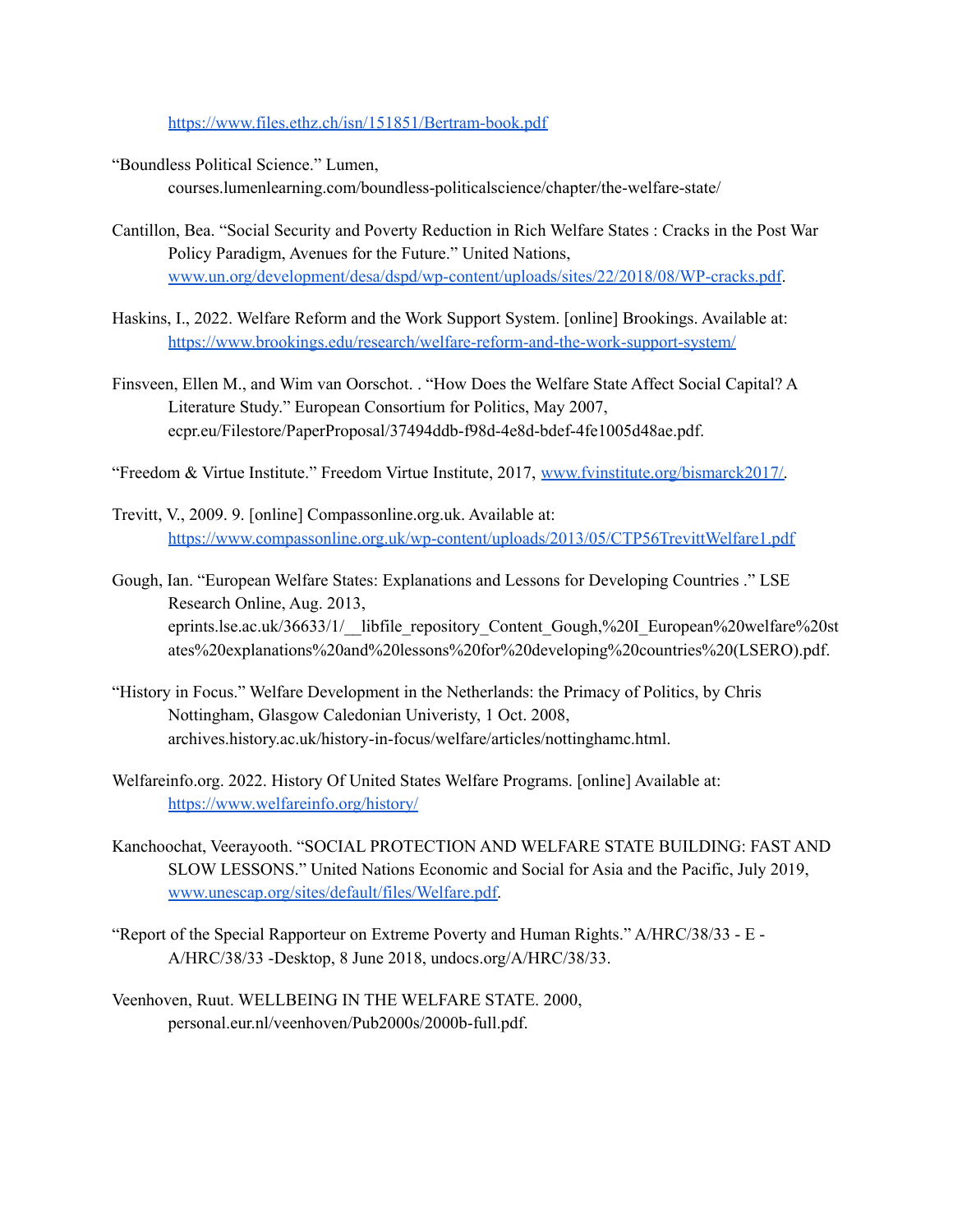https://www.files.ethz.ch/isn/151851/Bertram-book.pdf

"Boundless Political Science." Lumen, courses.lumenlearning.com/boundless-politicalscience/chapter/the-welfare-state/

Cantillon, Bea. "Social Security and Poverty Reduction in Rich Welfare States : Cracks in the Post War Policy Paradigm, Avenues for the Future." United Nations, www.un.org/development/desa/dspd/wp-content/uploads/sites/22/2018/08/WP-cracks.pdf.

Haskins, I., 2022. Welfare Reform and the Work Support System. [online] Brookings. Available at: https://www.brookings.edu/research/welfare-reform-and-the-work-support-system/

Finsveen, Ellen M., and Wim van Oorschot. . "How Does the Welfare State Affect Social Capital? A Literature Study." European Consortium for Politics, May 2007, ecpr.eu/Filestore/PaperProposal/37494ddb-f98d-4e8d-bdef-4fe1005d48ae.pdf.

"Freedom & Virtue Institute." Freedom Virtue Institute, 2017, www.fvinstitute.org/bismarck2017/.

Trevitt, V., 2009. 9. [online] Compassonline.org.uk. Available at: https://www.compassonline.org.uk/wp-content/uploads/2013/05/CTP56TrevittWelfare1.pdf

Gough, Ian. "European Welfare States: Explanations and Lessons for Developing Countries ." LSE Research Online, Aug. 2013, eprints.lse.ac.uk/36633/1/__libfile_repository_Content_Gough,%20I_European%20welfare%20states%20explanations%20and%20lessons%20for%20developing%20countries%20(LSERO).pdf.

"History in Focus." Welfare Development in the Netherlands: the Primacy of Politics, by Chris Nottingham, Glasgow Caledonian Univeristy, 1 Oct. 2008, archives.history.ac.uk/history-in-focus/welfare/articles/nottinghamc.html.

Welfareinfo.org. 2022. History Of United States Welfare Programs. [online] Available at: https://www.welfareinfo.org/history/

Kanchoochat, Veerayooth. "SOCIAL PROTECTION AND WELFARE STATE BUILDING: FAST AND SLOW LESSONS." United Nations Economic and Social for Asia and the Pacific, July 2019, www.unescap.org/sites/default/files/Welfare.pdf.

"Report of the Special Rapporteur on Extreme Poverty and Human Rights." A/HRC/38/33 - E - A/HRC/38/33 -Desktop, 8 June 2018, undocs.org/A/HRC/38/33.

Veenhoven, Ruut. WELLBEING IN THE WELFARE STATE. 2000, personal.eur.nl/veenhoven/Pub2000s/2000b-full.pdf.